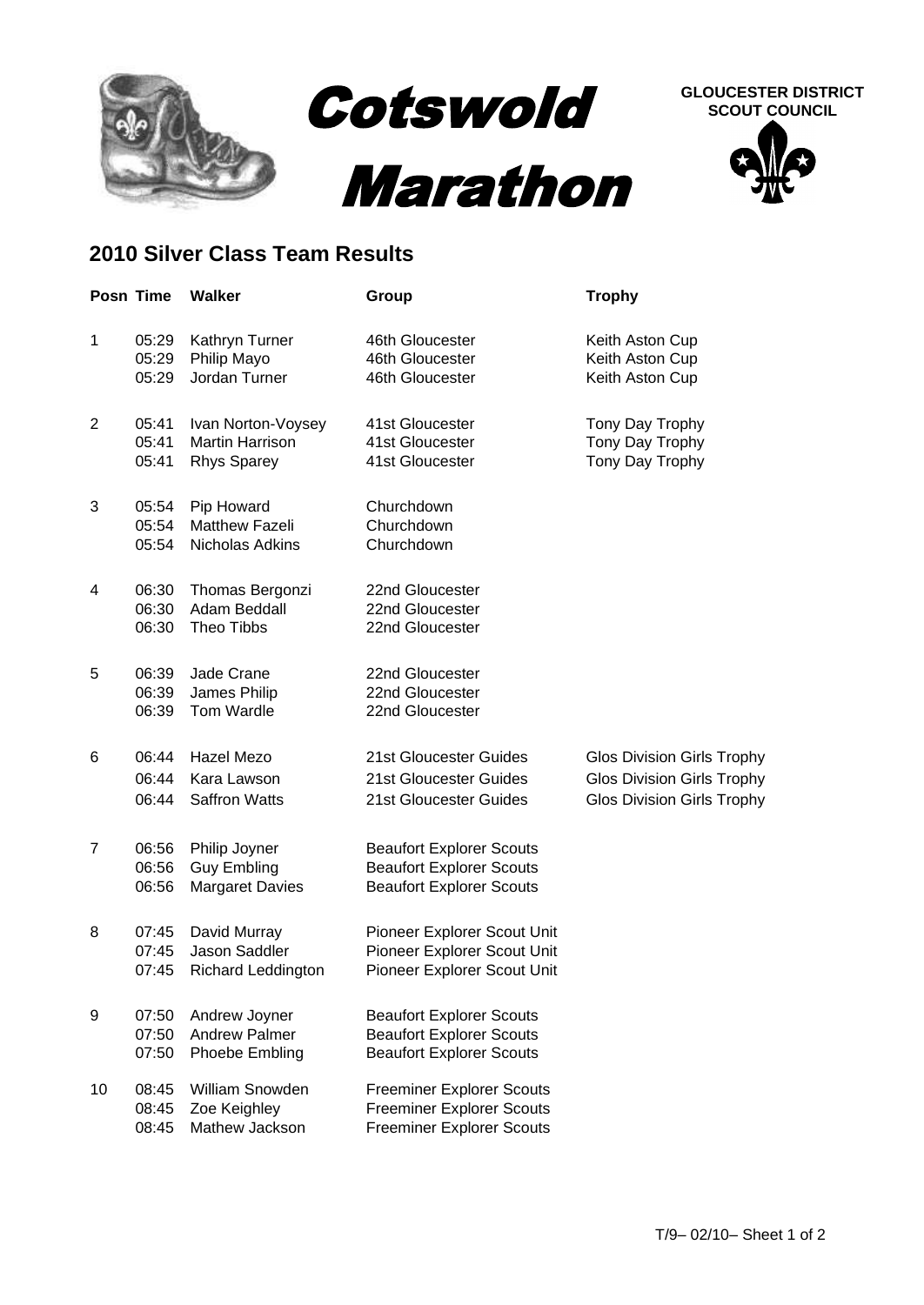# Cotswold Marathon

**GLOUCESTER DISTRICT SCOUT COUNCIL**

## 2010 Silver Class Team Results

| Posn | Time | Walker | Group | Trophy |
|---|---|---|---|---|
| 1 | 05:29 | Kathryn Turner | 46th Gloucester | Keith Aston Cup |
| | 05:29 | Philip Mayo | 46th Gloucester | Keith Aston Cup |
| | 05:29 | Jordan Turner | 46th Gloucester | Keith Aston Cup |
| 2 | 05:41 | Ivan Norton-Voysey | 41st Gloucester | Tony Day Trophy |
| | 05:41 | Martin Harrison | 41st Gloucester | Tony Day Trophy |
| | 05:41 | Rhys Sparey | 41st Gloucester | Tony Day Trophy |
| 3 | 05:54 | Pip Howard | Churchdown | |
| | 05:54 | Matthew Fazeli | Churchdown | |
| | 05:54 | Nicholas Adkins | Churchdown | |
| 4 | 06:30 | Thomas Bergonzi | 22nd Gloucester | |
| | 06:30 | Adam Beddall | 22nd Gloucester | |
| | 06:30 | Theo Tibbs | 22nd Gloucester | |
| 5 | 06:39 | Jade Crane | 22nd Gloucester | |
| | 06:39 | James Philip | 22nd Gloucester | |
| | 06:39 | Tom Wardle | 22nd Gloucester | |
| 6 | 06:44 | Hazel Mezo | 21st Gloucester Guides | Glos Division Girls Trophy |
| | 06:44 | Kara Lawson | 21st Gloucester Guides | Glos Division Girls Trophy |
| | 06:44 | Saffron Watts | 21st Gloucester Guides | Glos Division Girls Trophy |
| 7 | 06:56 | Philip Joyner | Beaufort Explorer Scouts | |
| | 06:56 | Guy Embling | Beaufort Explorer Scouts | |
| | 06:56 | Margaret Davies | Beaufort Explorer Scouts | |
| 8 | 07:45 | David Murray | Pioneer Explorer Scout Unit | |
| | 07:45 | Jason Saddler | Pioneer Explorer Scout Unit | |
| | 07:45 | Richard Leddington | Pioneer Explorer Scout Unit | |
| 9 | 07:50 | Andrew Joyner | Beaufort Explorer Scouts | |
| | 07:50 | Andrew Palmer | Beaufort Explorer Scouts | |
| | 07:50 | Phoebe Embling | Beaufort Explorer Scouts | |
| 10 | 08:45 | William Snowden | Freeminer Explorer Scouts | |
| | 08:45 | Zoe Keighley | Freeminer Explorer Scouts | |
| | 08:45 | Mathew Jackson | Freeminer Explorer Scouts | |

T/9– 02/10– Sheet 1 of 2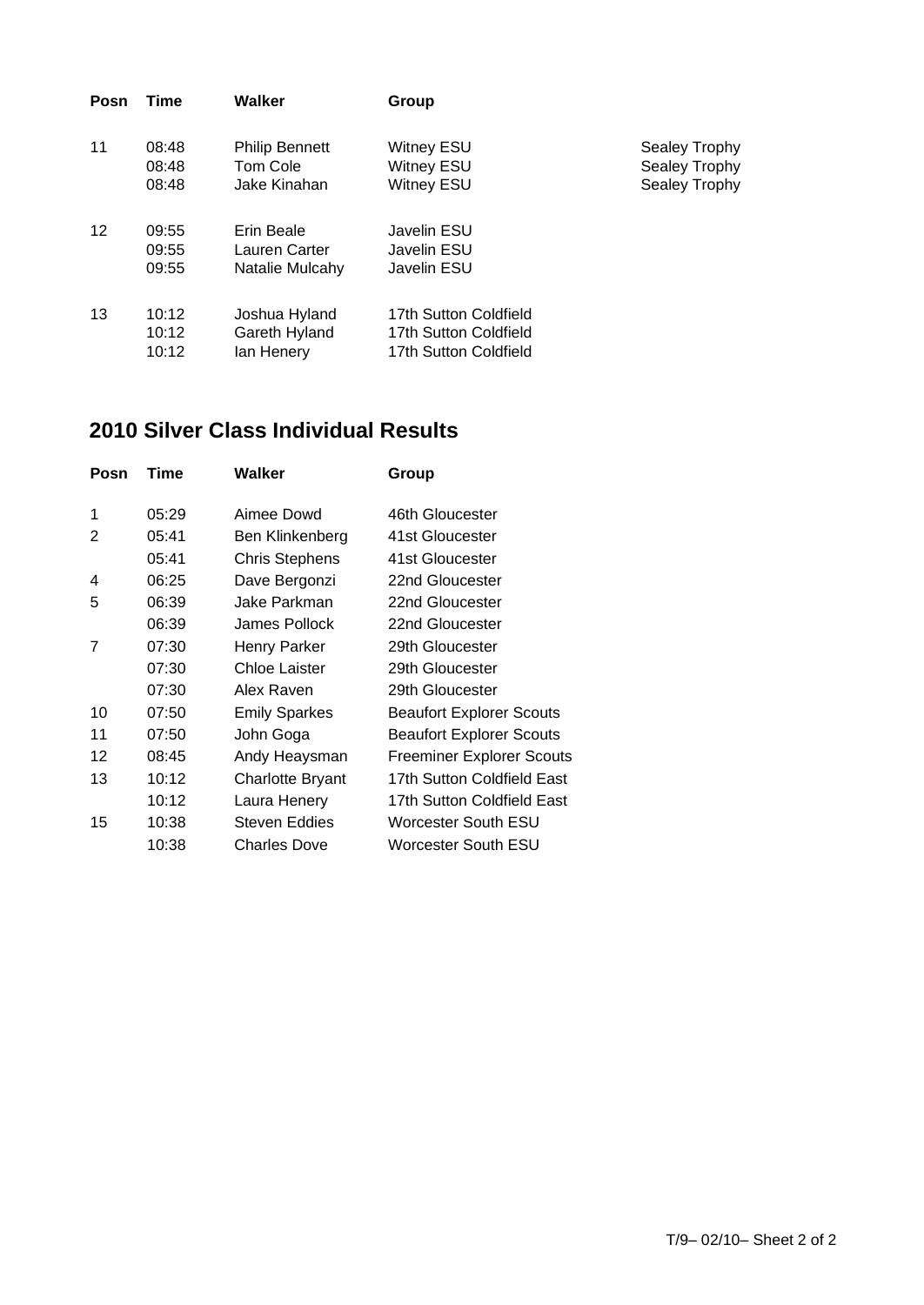| Posn | Time | Walker | Group | |
|---|---|---|---|---|
| 11 | 08:48 | Philip Bennett | Witney ESU | Sealey Trophy |
| | 08:48 | Tom Cole | Witney ESU | Sealey Trophy |
| | 08:48 | Jake Kinahan | Witney ESU | Sealey Trophy |
| 12 | 09:55 | Erin Beale | Javelin ESU | |
| | 09:55 | Lauren Carter | Javelin ESU | |
| | 09:55 | Natalie Mulcahy | Javelin ESU | |
| 13 | 10:12 | Joshua Hyland | 17th Sutton Coldfield | |
| | 10:12 | Gareth Hyland | 17th Sutton Coldfield | |
| | 10:12 | Ian Henery | 17th Sutton Coldfield | |

## 2010 Silver Class Individual Results

| Posn | Time | Walker | Group |
|---|---|---|---|
| 1 | 05:29 | Aimee Dowd | 46th Gloucester |
| 2 | 05:41 | Ben Klinkenberg | 41st Gloucester |
| | 05:41 | Chris Stephens | 41st Gloucester |
| 4 | 06:25 | Dave Bergonzi | 22nd Gloucester |
| 5 | 06:39 | Jake Parkman | 22nd Gloucester |
| | 06:39 | James Pollock | 22nd Gloucester |
| 7 | 07:30 | Henry Parker | 29th Gloucester |
| | 07:30 | Chloe Laister | 29th Gloucester |
| | 07:30 | Alex Raven | 29th Gloucester |
| 10 | 07:50 | Emily Sparkes | Beaufort Explorer Scouts |
| 11 | 07:50 | John Goga | Beaufort Explorer Scouts |
| 12 | 08:45 | Andy Heaysman | Freeminer Explorer Scouts |
| 13 | 10:12 | Charlotte Bryant | 17th Sutton Coldfield East |
| | 10:12 | Laura Henery | 17th Sutton Coldfield East |
| 15 | 10:38 | Steven Eddies | Worcester South ESU |
| | 10:38 | Charles Dove | Worcester South ESU |

T/9– 02/10– Sheet 2 of 2